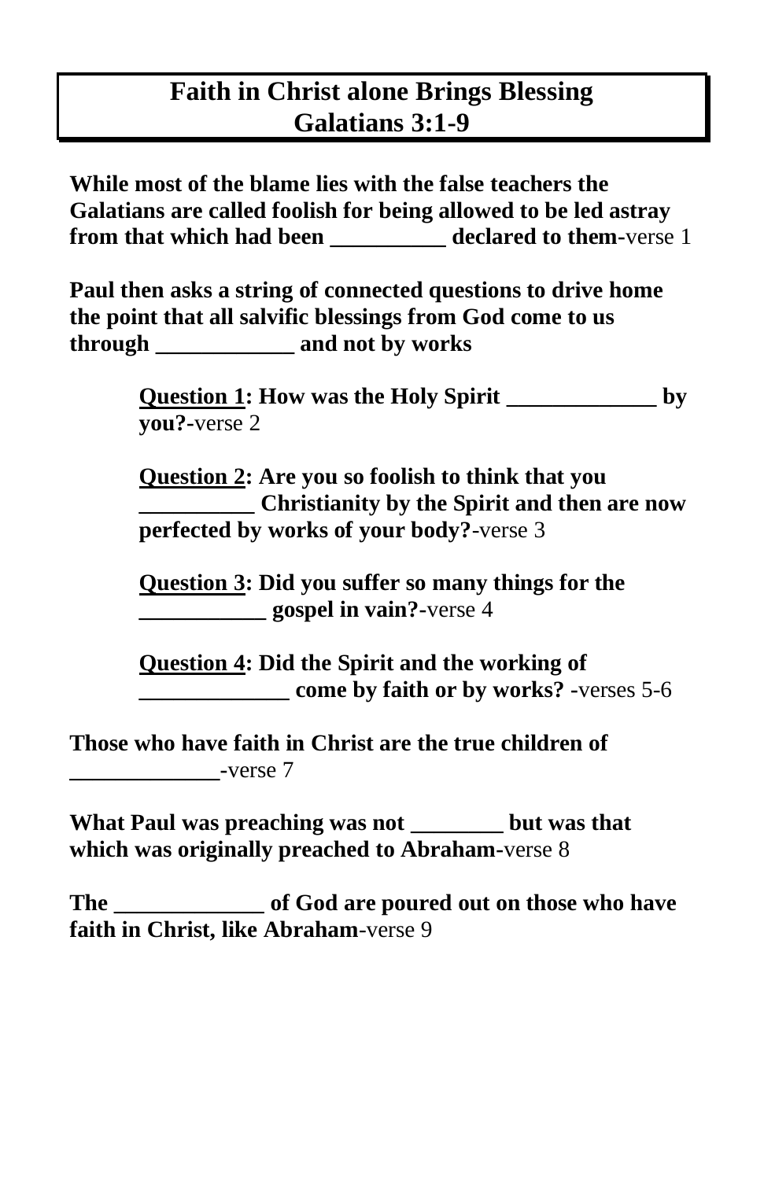# Faith in Christ alone Brings Blessing
# Galatians 3:1-9

**While most of the blame lies with the false teachers the Galatians are called foolish for being allowed to be led astray from that which had been __________ declared to them**-verse 1

**Paul then asks a string of connected questions to drive home the point that all salvific blessings from God come to us through ____________ and not by works**

> **<u>Question 1</u>: How was the Holy Spirit _____________ by you?**-verse 2
>
> **<u>Question 2</u>: Are you so foolish to think that you __________ Christianity by the Spirit and then are now perfected by works of your body?**-verse 3
>
> **<u>Question 3</u>: Did you suffer so many things for the ___________ gospel in vain?**-verse 4
>
> **<u>Question 4</u>: Did the Spirit and the working of _____________ come by faith or by works?** -verses 5-6

**Those who have faith in Christ are the true children of _____________**-verse 7

**What Paul was preaching was not ________ but was that which was originally preached to Abraham**-verse 8

**The _____________ of God are poured out on those who have faith in Christ, like Abraham**-verse 9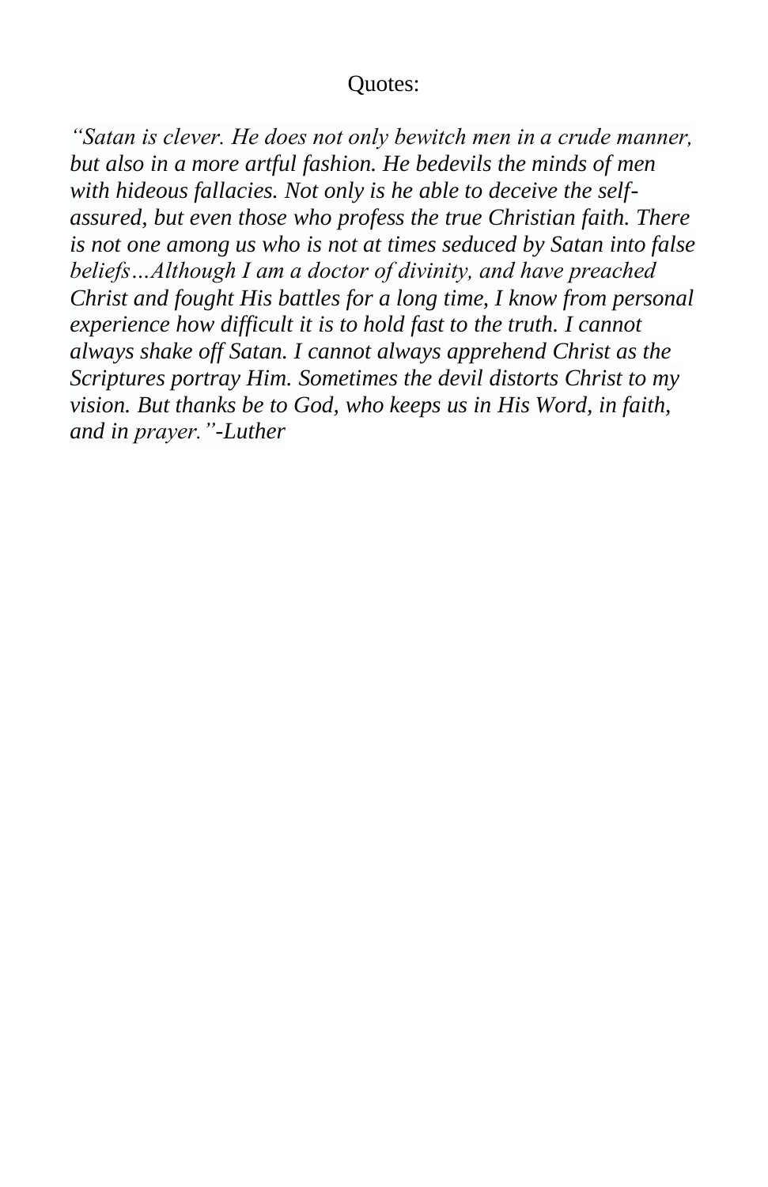Quotes:

*"Satan is clever. He does not only bewitch men in a crude manner, but also in a more artful fashion. He bedevils the minds of men with hideous fallacies. Not only is he able to deceive the self-assured, but even those who profess the true Christian faith. There is not one among us who is not at times seduced by Satan into false beliefs…Although I am a doctor of divinity, and have preached Christ and fought His battles for a long time, I know from personal experience how difficult it is to hold fast to the truth. I cannot always shake off Satan. I cannot always apprehend Christ as the Scriptures portray Him. Sometimes the devil distorts Christ to my vision. But thanks be to God, who keeps us in His Word, in faith, and in prayer."-Luther*